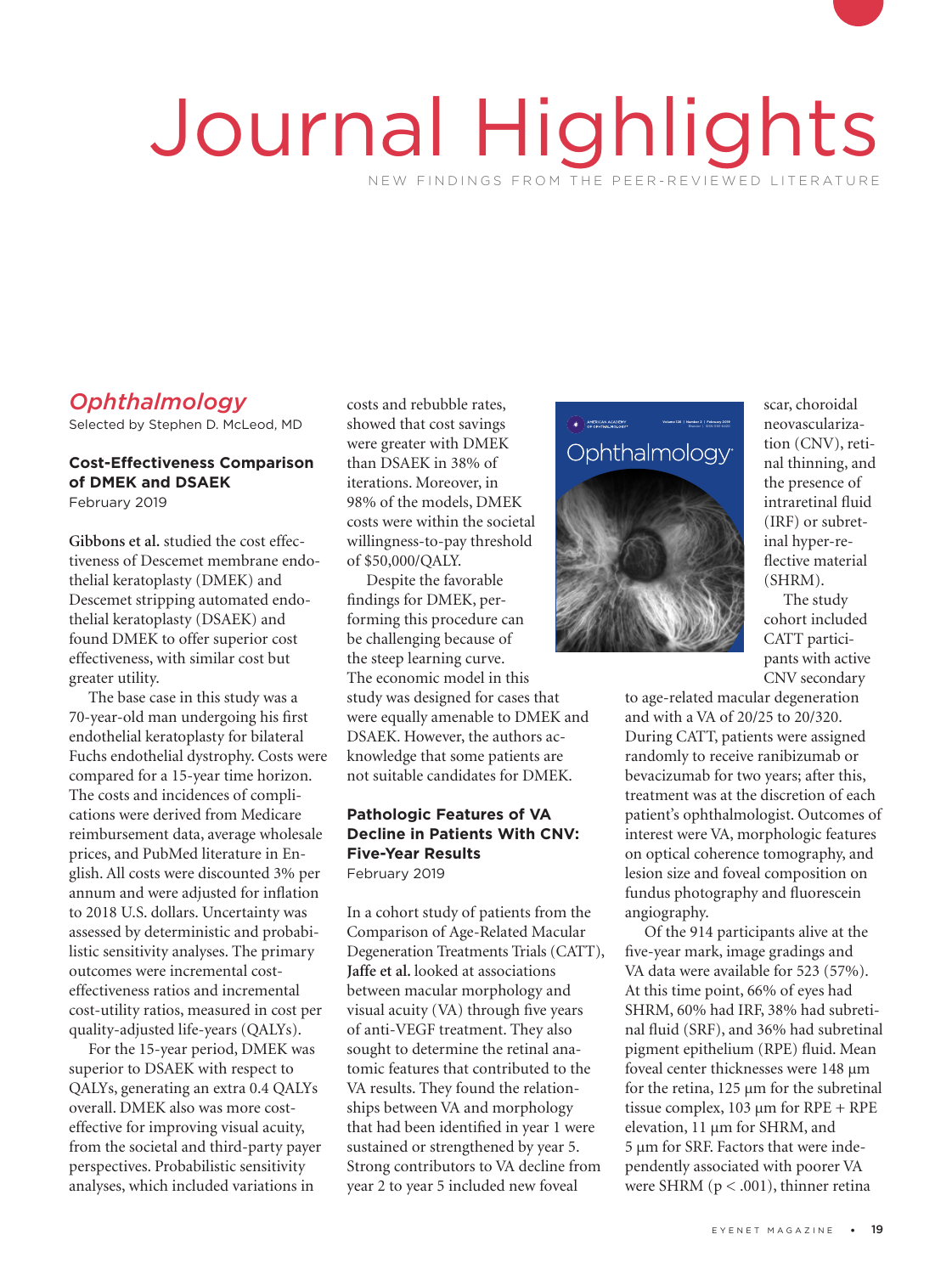# Journal Highlights

NEW FINDINGS FROM THE PEER-REVIEWED LITERATURE

## *Ophthalmology*

Selected by Stephen D. McLeod, MD

### Cost-Effectiveness Comparison of DMEK and DSAEK

February 2019

**Gibbons et al.** studied the cost effectiveness of Descemet membrane endothelial keratoplasty (DMEK) and Descemet stripping automated endothelial keratoplasty (DSAEK) and found DMEK to offer superior cost effectiveness, with similar cost but greater utility.

The base case in this study was a 70-year-old man undergoing his first endothelial keratoplasty for bilateral Fuchs endothelial dystrophy. Costs were compared for a 15-year time horizon. The costs and incidences of complications were derived from Medicare reimbursement data, average wholesale prices, and PubMed literature in English. All costs were discounted 3% per annum and were adjusted for inflation to 2018 U.S. dollars. Uncertainty was assessed by deterministic and probabilistic sensitivity analyses. The primary outcomes were incremental cost-effectiveness ratios and incremental cost-utility ratios, measured in cost per quality-adjusted life-years (QALYs).

For the 15-year period, DMEK was superior to DSAEK with respect to QALYs, generating an extra 0.4 QALYs overall. DMEK also was more cost-effective for improving visual acuity, from the societal and third-party payer perspectives. Probabilistic sensitivity analyses, which included variations in costs and rebubble rates, showed that cost savings were greater with DMEK than DSAEK in 38% of iterations. Moreover, in 98% of the models, DMEK costs were within the societal willingness-to-pay threshold of $50,000/QALY.

Despite the favorable findings for DMEK, performing this procedure can be challenging because of the steep learning curve. The economic model in this study was designed for cases that were equally amenable to DMEK and DSAEK. However, the authors acknowledge that some patients are not suitable candidates for DMEK.

### Pathologic Features of VA Decline in Patients With CNV: Five-Year Results

February 2019

In a cohort study of patients from the Comparison of Age-Related Macular Degeneration Treatments Trials (CATT), **Jaffe et al.** looked at associations between macular morphology and visual acuity (VA) through five years of anti-VEGF treatment. They also sought to determine the retinal anatomic features that contributed to the VA results. They found the relationships between VA and morphology that had been identified in year 1 were sustained or strengthened by year 5. Strong contributors to VA decline from year 2 to year 5 included new foveal scar, choroidal neovascularization (CNV), retinal thinning, and the presence of intraretinal fluid (IRF) or subretinal hyper-reflective material (SHRM).

The study cohort included CATT participants with active CNV secondary to age-related macular degeneration and with a VA of 20/25 to 20/320. During CATT, patients were assigned randomly to receive ranibizumab or bevacizumab for two years; after this, treatment was at the discretion of each patient's ophthalmologist. Outcomes of interest were VA, morphologic features on optical coherence tomography, and lesion size and foveal composition on fundus photography and fluorescein angiography.

Of the 914 participants alive at the five-year mark, image gradings and VA data were available for 523 (57%). At this time point, 66% of eyes had SHRM, 60% had IRF, 38% had subretinal fluid (SRF), and 36% had subretinal pigment epithelium (RPE) fluid. Mean foveal center thicknesses were 148 µm for the retina, 125 µm for the subretinal tissue complex, 103 µm for RPE + RPE elevation, 11 µm for SHRM, and 5 µm for SRF. Factors that were independently associated with poorer VA were SHRM ($p < .001$), thinner retina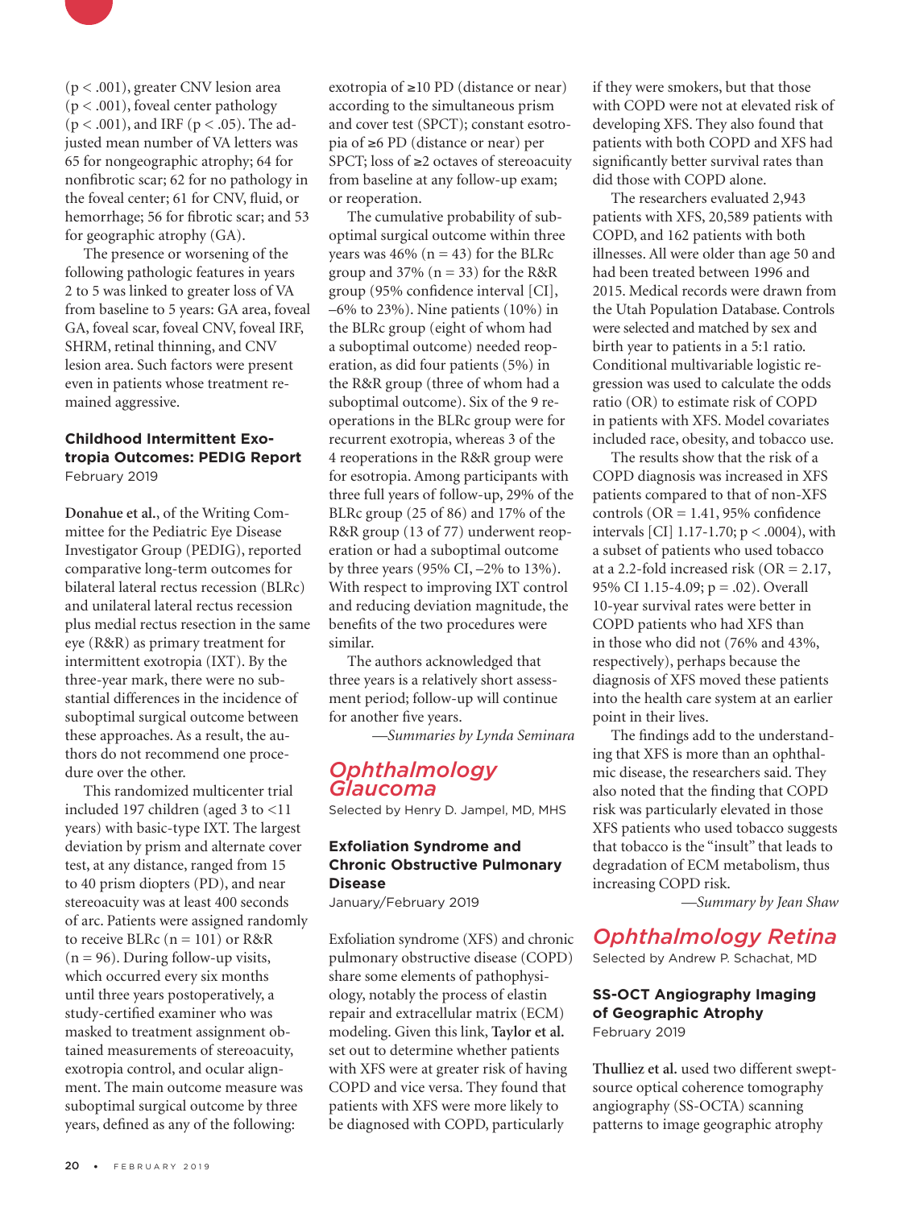(p < .001), greater CNV lesion area (p < .001), foveal center pathology (p < .001), and IRF (p < .05). The adjusted mean number of VA letters was 65 for nongeographic atrophy; 64 for nonfibrotic scar; 62 for no pathology in the foveal center; 61 for CNV, fluid, or hemorrhage; 56 for fibrotic scar; and 53 for geographic atrophy (GA).

The presence or worsening of the following pathologic features in years 2 to 5 was linked to greater loss of VA from baseline to 5 years: GA area, foveal GA, foveal scar, foveal CNV, foveal IRF, SHRM, retinal thinning, and CNV lesion area. Such factors were present even in patients whose treatment remained aggressive.

### Childhood Intermittent Exotropia Outcomes: PEDIG Report

February 2019

**Donahue et al.**, of the Writing Committee for the Pediatric Eye Disease Investigator Group (PEDIG), reported comparative long-term outcomes for bilateral lateral rectus recession (BLRc) and unilateral lateral rectus recession plus medial rectus resection in the same eye (R&R) as primary treatment for intermittent exotropia (IXT). By the three-year mark, there were no substantial differences in the incidence of suboptimal surgical outcome between these approaches. As a result, the authors do not recommend one procedure over the other.

This randomized multicenter trial included 197 children (aged 3 to <11 years) with basic-type IXT. The largest deviation by prism and alternate cover test, at any distance, ranged from 15 to 40 prism diopters (PD), and near stereoacuity was at least 400 seconds of arc. Patients were assigned randomly to receive BLRc (n = 101) or R&R (n = 96). During follow-up visits, which occurred every six months until three years postoperatively, a study-certified examiner who was masked to treatment assignment obtained measurements of stereoacuity, exotropia control, and ocular alignment. The main outcome measure was suboptimal surgical outcome by three years, defined as any of the following: exotropia of ≥10 PD (distance or near) according to the simultaneous prism and cover test (SPCT); constant esotropia of ≥6 PD (distance or near) per SPCT; loss of ≥2 octaves of stereoacuity from baseline at any follow-up exam; or reoperation.

The cumulative probability of suboptimal surgical outcome within three years was 46% (n = 43) for the BLRc group and 37% (n = 33) for the R&R group (95% confidence interval [CI], –6% to 23%). Nine patients (10%) in the BLRc group (eight of whom had a suboptimal outcome) needed reoperation, as did four patients (5%) in the R&R group (three of whom had a suboptimal outcome). Six of the 9 reoperations in the BLRc group were for recurrent exotropia, whereas 3 of the 4 reoperations in the R&R group were for esotropia. Among participants with three full years of follow-up, 29% of the BLRc group (25 of 86) and 17% of the R&R group (13 of 77) underwent reoperation or had a suboptimal outcome by three years (95% CI, –2% to 13%). With respect to improving IXT control and reducing deviation magnitude, the benefits of the two procedures were similar.

The authors acknowledged that three years is a relatively short assessment period; follow-up will continue for another five years.

—*Summaries by Lynda Seminara*

## Ophthalmology Glaucoma

Selected by Henry D. Jampel, MD, MHS

### Exfoliation Syndrome and Chronic Obstructive Pulmonary Disease

January/February 2019

Exfoliation syndrome (XFS) and chronic pulmonary obstructive disease (COPD) share some elements of pathophysiology, notably the process of elastin repair and extracellular matrix (ECM) modeling. Given this link, **Taylor et al.** set out to determine whether patients with XFS were at greater risk of having COPD and vice versa. They found that patients with XFS were more likely to be diagnosed with COPD, particularly if they were smokers, but that those with COPD were not at elevated risk of developing XFS. They also found that patients with both COPD and XFS had significantly better survival rates than did those with COPD alone.

The researchers evaluated 2,943 patients with XFS, 20,589 patients with COPD, and 162 patients with both illnesses. All were older than age 50 and had been treated between 1996 and 2015. Medical records were drawn from the Utah Population Database. Controls were selected and matched by sex and birth year to patients in a 5:1 ratio. Conditional multivariable logistic regression was used to calculate the odds ratio (OR) to estimate risk of COPD in patients with XFS. Model covariates included race, obesity, and tobacco use.

The results show that the risk of a COPD diagnosis was increased in XFS patients compared to that of non-XFS controls (OR = 1.41, 95% confidence intervals [CI] 1.17-1.70; p < .0004), with a subset of patients who used tobacco at a 2.2-fold increased risk (OR = 2.17, 95% CI 1.15-4.09; p = .02). Overall 10-year survival rates were better in COPD patients who had XFS than in those who did not (76% and 43%, respectively), perhaps because the diagnosis of XFS moved these patients into the health care system at an earlier point in their lives.

The findings add to the understanding that XFS is more than an ophthalmic disease, the researchers said. They also noted that the finding that COPD risk was particularly elevated in those XFS patients who used tobacco suggests that tobacco is the "insult" that leads to degradation of ECM metabolism, thus increasing COPD risk.

—*Summary by Jean Shaw*

## Ophthalmology Retina

Selected by Andrew P. Schachat, MD

### SS-OCT Angiography Imaging of Geographic Atrophy

February 2019

**Thulliez et al.** used two different swept-source optical coherence tomography angiography (SS-OCTA) scanning patterns to image geographic atrophy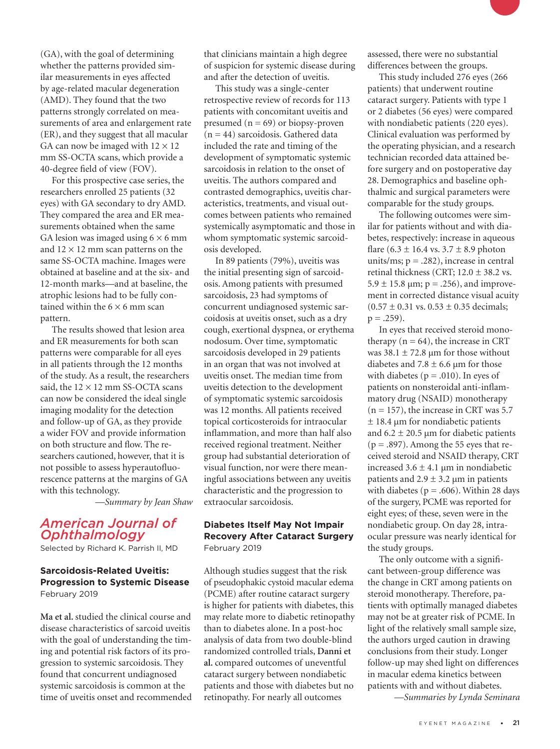(GA), with the goal of determining whether the patterns provided similar measurements in eyes affected by age-related macular degeneration (AMD). They found that the two patterns strongly correlated on measurements of area and enlargement rate (ER), and they suggest that all macular GA can now be imaged with 12 × 12 mm SS-OCTA scans, which provide a 40-degree field of view (FOV).

For this prospective case series, the researchers enrolled 25 patients (32 eyes) with GA secondary to dry AMD. They compared the area and ER measurements obtained when the same GA lesion was imaged using 6 × 6 mm and 12 × 12 mm scan patterns on the same SS-OCTA machine. Images were obtained at baseline and at the six- and 12-month marks—and at baseline, the atrophic lesions had to be fully contained within the 6 × 6 mm scan pattern.

The results showed that lesion area and ER measurements for both scan patterns were comparable for all eyes in all patients through the 12 months of the study. As a result, the researchers said, the 12 × 12 mm SS-OCTA scans can now be considered the ideal single imaging modality for the detection and follow-up of GA, as they provide a wider FOV and provide information on both structure and flow. The researchers cautioned, however, that it is not possible to assess hyperautofluorescence patterns at the margins of GA with this technology.

*—Summary by Jean Shaw*

## *American Journal of Ophthalmology*

Selected by Richard K. Parrish II, MD

### Sarcoidosis-Related Uveitis: Progression to Systemic Disease

February 2019

**Ma et al.** studied the clinical course and disease characteristics of sarcoid uveitis with the goal of understanding the timing and potential risk factors of its progression to systemic sarcoidosis. They found that concurrent undiagnosed systemic sarcoidosis is common at the time of uveitis onset and recommended that clinicians maintain a high degree of suspicion for systemic disease during and after the detection of uveitis.

This study was a single-center retrospective review of records for 113 patients with concomitant uveitis and presumed (n = 69) or biopsy-proven (n = 44) sarcoidosis. Gathered data included the rate and timing of the development of symptomatic systemic sarcoidosis in relation to the onset of uveitis. The authors compared and contrasted demographics, uveitis characteristics, treatments, and visual outcomes between patients who remained systemically asymptomatic and those in whom symptomatic systemic sarcoidosis developed.

In 89 patients (79%), uveitis was the initial presenting sign of sarcoidosis. Among patients with presumed sarcoidosis, 23 had symptoms of concurrent undiagnosed systemic sarcoidosis at uveitis onset, such as a dry cough, exertional dyspnea, or erythema nodosum. Over time, symptomatic sarcoidosis developed in 29 patients in an organ that was not involved at uveitis onset. The median time from uveitis detection to the development of symptomatic systemic sarcoidosis was 12 months. All patients received topical corticosteroids for intraocular inflammation, and more than half also received regional treatment. Neither group had substantial deterioration of visual function, nor were there meaningful associations between any uveitis characteristic and the progression to extraocular sarcoidosis.

### Diabetes Itself May Not Impair Recovery After Cataract Surgery

February 2019

Although studies suggest that the risk of pseudophakic cystoid macular edema (PCME) after routine cataract surgery is higher for patients with diabetes, this may relate more to diabetic retinopathy than to diabetes alone. In a post-hoc analysis of data from two double-blind randomized controlled trials, **Danni et al.** compared outcomes of uneventful cataract surgery between nondiabetic patients and those with diabetes but no retinopathy. For nearly all outcomes assessed, there were no substantial differences between the groups.

This study included 276 eyes (266 patients) that underwent routine cataract surgery. Patients with type 1 or 2 diabetes (56 eyes) were compared with nondiabetic patients (220 eyes). Clinical evaluation was performed by the operating physician, and a research technician recorded data attained before surgery and on postoperative day 28. Demographics and baseline ophthalmic and surgical parameters were comparable for the study groups.

The following outcomes were similar for patients without and with diabetes, respectively: increase in aqueous flare (6.3 ± 16.4 vs. 3.7 ± 8.9 photon units/ms; $p = .282$), increase in central retinal thickness (CRT; 12.0 ± 38.2 vs. 5.9 ± 15.8 µm; $p = .256$), and improvement in corrected distance visual acuity (0.57 ± 0.31 vs. 0.53 ± 0.35 decimals; $p = .259$).

In eyes that received steroid monotherapy (n = 64), the increase in CRT was 38.1 ± 72.8 µm for those without diabetes and 7.8 ± 6.6 µm for those with diabetes ($p = .010$). In eyes of patients on nonsteroidal anti-inflammatory drug (NSAID) monotherapy (n = 157), the increase in CRT was 5.7 ± 18.4 µm for nondiabetic patients and 6.2 ± 20.5 µm for diabetic patients ($p = .897$). Among the 55 eyes that received steroid and NSAID therapy, CRT increased 3.6 ± 4.1 µm in nondiabetic patients and 2.9 ± 3.2 µm in patients with diabetes ($p = .606$). Within 28 days of the surgery, PCME was reported for eight eyes; of these, seven were in the nondiabetic group. On day 28, intraocular pressure was nearly identical for the study groups.

The only outcome with a significant between-group difference was the change in CRT among patients on steroid monotherapy. Therefore, patients with optimally managed diabetes may not be at greater risk of PCME. In light of the relatively small sample size, the authors urged caution in drawing conclusions from their study. Longer follow-up may shed light on differences in macular edema kinetics between patients with and without diabetes.

*—Summaries by Lynda Seminara*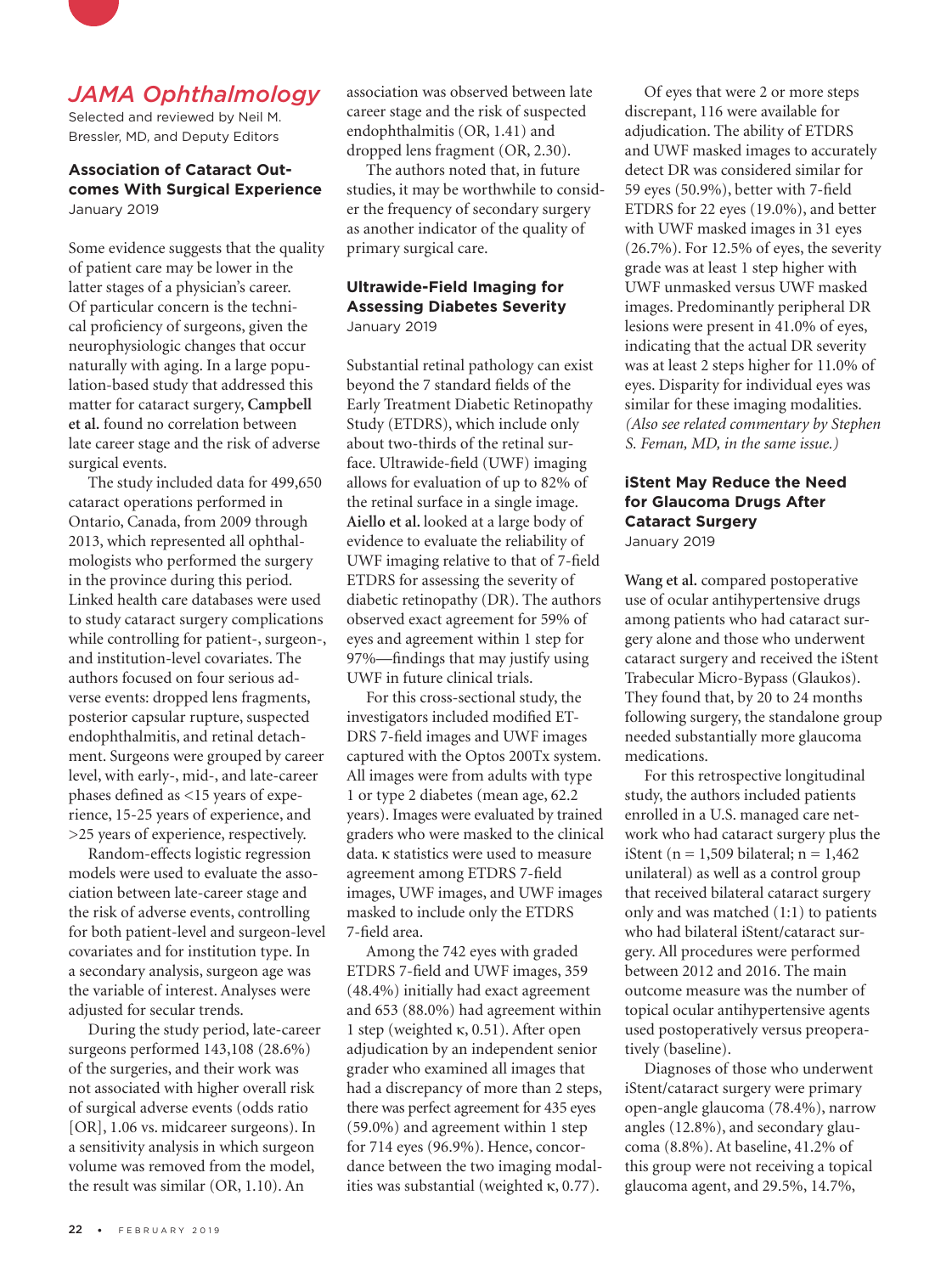## *JAMA Ophthalmology*

Selected and reviewed by Neil M. Bressler, MD, and Deputy Editors

### Association of Cataract Outcomes With Surgical Experience

January 2019

Some evidence suggests that the quality of patient care may be lower in the latter stages of a physician's career. Of particular concern is the technical proficiency of surgeons, given the neurophysiologic changes that occur naturally with aging. In a large population-based study that addressed this matter for cataract surgery, **Campbell et al.** found no correlation between late career stage and the risk of adverse surgical events.

The study included data for 499,650 cataract operations performed in Ontario, Canada, from 2009 through 2013, which represented all ophthalmologists who performed the surgery in the province during this period. Linked health care databases were used to study cataract surgery complications while controlling for patient-, surgeon-, and institution-level covariates. The authors focused on four serious adverse events: dropped lens fragments, posterior capsular rupture, suspected endophthalmitis, and retinal detachment. Surgeons were grouped by career level, with early-, mid-, and late-career phases defined as <15 years of experience, 15-25 years of experience, and >25 years of experience, respectively.

Random-effects logistic regression models were used to evaluate the association between late-career stage and the risk of adverse events, controlling for both patient-level and surgeon-level covariates and for institution type. In a secondary analysis, surgeon age was the variable of interest. Analyses were adjusted for secular trends.

During the study period, late-career surgeons performed 143,108 (28.6%) of the surgeries, and their work was not associated with higher overall risk of surgical adverse events (odds ratio [OR], 1.06 vs. midcareer surgeons). In a sensitivity analysis in which surgeon volume was removed from the model, the result was similar (OR, 1.10). An association was observed between late career stage and the risk of suspected endophthalmitis (OR, 1.41) and dropped lens fragment (OR, 2.30).

The authors noted that, in future studies, it may be worthwhile to consider the frequency of secondary surgery as another indicator of the quality of primary surgical care.

### Ultrawide-Field Imaging for Assessing Diabetes Severity

January 2019

Substantial retinal pathology can exist beyond the 7 standard fields of the Early Treatment Diabetic Retinopathy Study (ETDRS), which include only about two-thirds of the retinal surface. Ultrawide-field (UWF) imaging allows for evaluation of up to 82% of the retinal surface in a single image. **Aiello et al.** looked at a large body of evidence to evaluate the reliability of UWF imaging relative to that of 7-field ETDRS for assessing the severity of diabetic retinopathy (DR). The authors observed exact agreement for 59% of eyes and agreement within 1 step for 97%—findings that may justify using UWF in future clinical trials.

For this cross-sectional study, the investigators included modified ETDRS 7-field images and UWF images captured with the Optos 200Tx system. All images were from adults with type 1 or type 2 diabetes (mean age, 62.2 years). Images were evaluated by trained graders who were masked to the clinical data. κ statistics were used to measure agreement among ETDRS 7-field images, UWF images, and UWF images masked to include only the ETDRS 7-field area.

Among the 742 eyes with graded ETDRS 7-field and UWF images, 359 (48.4%) initially had exact agreement and 653 (88.0%) had agreement within 1 step (weighted κ, 0.51). After open adjudication by an independent senior grader who examined all images that had a discrepancy of more than 2 steps, there was perfect agreement for 435 eyes (59.0%) and agreement within 1 step for 714 eyes (96.9%). Hence, concordance between the two imaging modalities was substantial (weighted κ, 0.77).

Of eyes that were 2 or more steps discrepant, 116 were available for adjudication. The ability of ETDRS and UWF masked images to accurately detect DR was considered similar for 59 eyes (50.9%), better with 7-field ETDRS for 22 eyes (19.0%), and better with UWF masked images in 31 eyes (26.7%). For 12.5% of eyes, the severity grade was at least 1 step higher with UWF unmasked versus UWF masked images. Predominantly peripheral DR lesions were present in 41.0% of eyes, indicating that the actual DR severity was at least 2 steps higher for 11.0% of eyes. Disparity for individual eyes was similar for these imaging modalities. *(Also see related commentary by Stephen S. Feman, MD, in the same issue.)*

### iStent May Reduce the Need for Glaucoma Drugs After Cataract Surgery

January 2019

**Wang et al.** compared postoperative use of ocular antihypertensive drugs among patients who had cataract surgery alone and those who underwent cataract surgery and received the iStent Trabecular Micro-Bypass (Glaukos). They found that, by 20 to 24 months following surgery, the standalone group needed substantially more glaucoma medications.

For this retrospective longitudinal study, the authors included patients enrolled in a U.S. managed care network who had cataract surgery plus the iStent (n = 1,509 bilateral; n = 1,462 unilateral) as well as a control group that received bilateral cataract surgery only and was matched (1:1) to patients who had bilateral iStent/cataract surgery. All procedures were performed between 2012 and 2016. The main outcome measure was the number of topical ocular antihypertensive agents used postoperatively versus preoperatively (baseline).

Diagnoses of those who underwent iStent/cataract surgery were primary open-angle glaucoma (78.4%), narrow angles (12.8%), and secondary glaucoma (8.8%). At baseline, 41.2% of this group were not receiving a topical glaucoma agent, and 29.5%, 14.7%,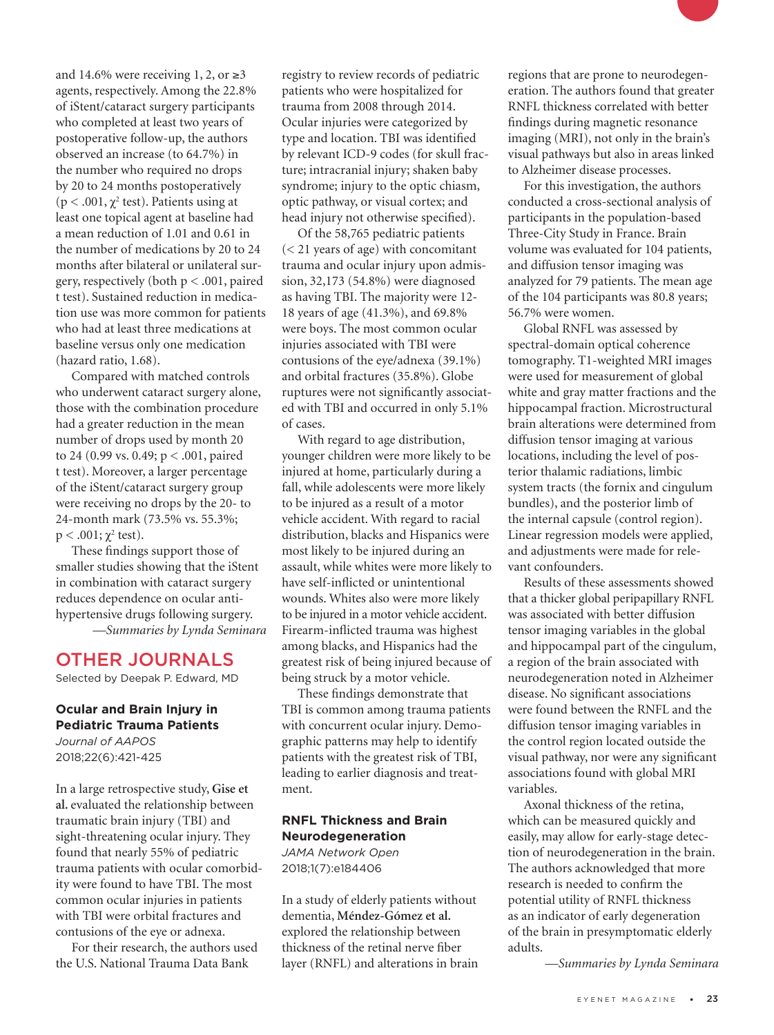and 14.6% were receiving 1, 2, or ≥3 agents, respectively. Among the 22.8% of iStent/cataract surgery participants who completed at least two years of postoperative follow-up, the authors observed an increase (to 64.7%) in the number who required no drops by 20 to 24 months postoperatively ($p < .001$, $\chi^2$ test). Patients using at least one topical agent at baseline had a mean reduction of 1.01 and 0.61 in the number of medications by 20 to 24 months after bilateral or unilateral surgery, respectively (both $p < .001$, paired t test). Sustained reduction in medication use was more common for patients who had at least three medications at baseline versus only one medication (hazard ratio, 1.68).

Compared with matched controls who underwent cataract surgery alone, those with the combination procedure had a greater reduction in the mean number of drops used by month 20 to 24 (0.99 vs. 0.49; $p < .001$, paired t test). Moreover, a larger percentage of the iStent/cataract surgery group were receiving no drops by the 20- to 24-month mark (73.5% vs. 55.3%; $p < .001$; $\chi^2$ test).

These findings support those of smaller studies showing that the iStent in combination with cataract surgery reduces dependence on ocular antihypertensive drugs following surgery.

*—Summaries by Lynda Seminara*

## OTHER JOURNALS

Selected by Deepak P. Edward, MD

### Ocular and Brain Injury in Pediatric Trauma Patients

*Journal of AAPOS*
2018;22(6):421-425

In a large retrospective study, **Gise et al.** evaluated the relationship between traumatic brain injury (TBI) and sight-threatening ocular injury. They found that nearly 55% of pediatric trauma patients with ocular comorbidity were found to have TBI. The most common ocular injuries in patients with TBI were orbital fractures and contusions of the eye or adnexa.

For their research, the authors used the U.S. National Trauma Data Bank registry to review records of pediatric patients who were hospitalized for trauma from 2008 through 2014. Ocular injuries were categorized by type and location. TBI was identified by relevant ICD-9 codes (for skull fracture; intracranial injury; shaken baby syndrome; injury to the optic chiasm, optic pathway, or visual cortex; and head injury not otherwise specified).

Of the 58,765 pediatric patients (< 21 years of age) with concomitant trauma and ocular injury upon admission, 32,173 (54.8%) were diagnosed as having TBI. The majority were 12-18 years of age (41.3%), and 69.8% were boys. The most common ocular injuries associated with TBI were contusions of the eye/adnexa (39.1%) and orbital fractures (35.8%). Globe ruptures were not significantly associated with TBI and occurred in only 5.1% of cases.

With regard to age distribution, younger children were more likely to be injured at home, particularly during a fall, while adolescents were more likely to be injured as a result of a motor vehicle accident. With regard to racial distribution, blacks and Hispanics were most likely to be injured during an assault, while whites were more likely to have self-inflicted or unintentional wounds. Whites also were more likely to be injured in a motor vehicle accident. Firearm-inflicted trauma was highest among blacks, and Hispanics had the greatest risk of being injured because of being struck by a motor vehicle.

These findings demonstrate that TBI is common among trauma patients with concurrent ocular injury. Demographic patterns may help to identify patients with the greatest risk of TBI, leading to earlier diagnosis and treatment.

### RNFL Thickness and Brain Neurodegeneration

*JAMA Network Open*
2018;1(7):e184406

In a study of elderly patients without dementia, **Méndez-Gómez et al.** explored the relationship between thickness of the retinal nerve fiber layer (RNFL) and alterations in brain regions that are prone to neurodegeneration. The authors found that greater RNFL thickness correlated with better findings during magnetic resonance imaging (MRI), not only in the brain's visual pathways but also in areas linked to Alzheimer disease processes.

For this investigation, the authors conducted a cross-sectional analysis of participants in the population-based Three-City Study in France. Brain volume was evaluated for 104 patients, and diffusion tensor imaging was analyzed for 79 patients. The mean age of the 104 participants was 80.8 years; 56.7% were women.

Global RNFL was assessed by spectral-domain optical coherence tomography. T1-weighted MRI images were used for measurement of global white and gray matter fractions and the hippocampal fraction. Microstructural brain alterations were determined from diffusion tensor imaging at various locations, including the level of posterior thalamic radiations, limbic system tracts (the fornix and cingulum bundles), and the posterior limb of the internal capsule (control region). Linear regression models were applied, and adjustments were made for relevant confounders.

Results of these assessments showed that a thicker global peripapillary RNFL was associated with better diffusion tensor imaging variables in the global and hippocampal part of the cingulum, a region of the brain associated with neurodegeneration noted in Alzheimer disease. No significant associations were found between the RNFL and the diffusion tensor imaging variables in the control region located outside the visual pathway, nor were any significant associations found with global MRI variables.

Axonal thickness of the retina, which can be measured quickly and easily, may allow for early-stage detection of neurodegeneration in the brain. The authors acknowledged that more research is needed to confirm the potential utility of RNFL thickness as an indicator of early degeneration of the brain in presymptomatic elderly adults.

*—Summaries by Lynda Seminara*